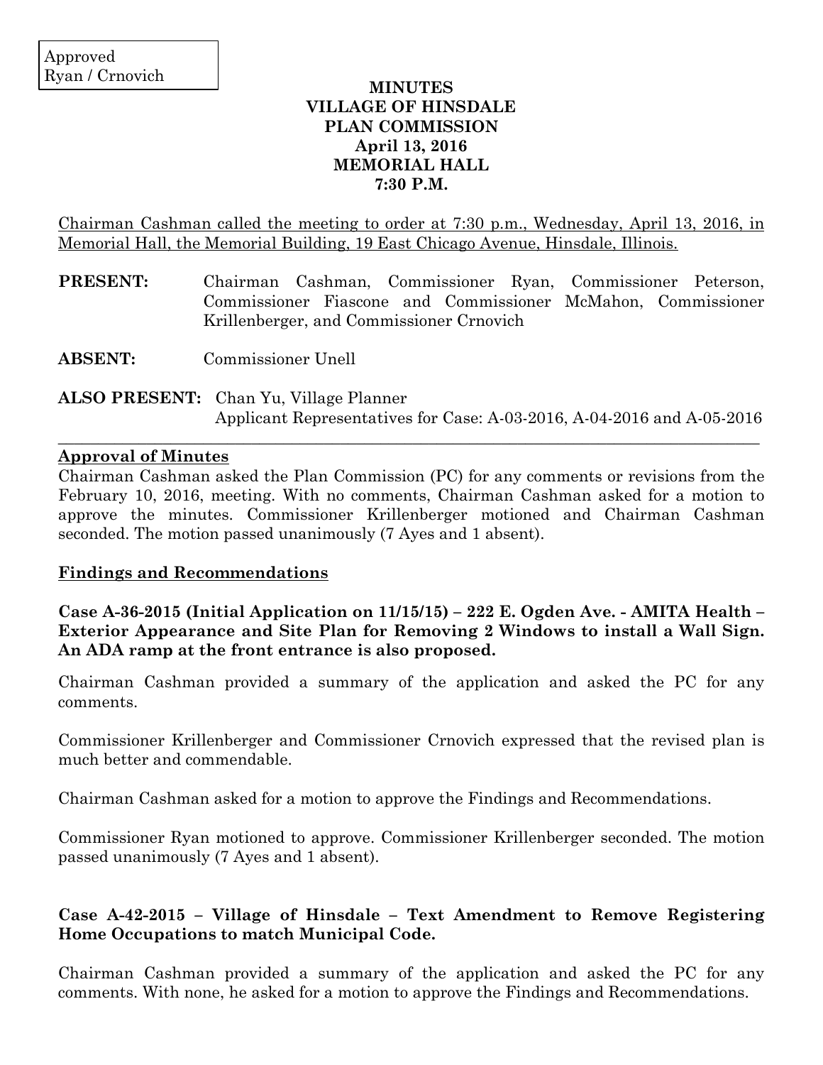Approved
Ryan / Crnovich

**MINUTES**
**VILLAGE OF HINSDALE**
**PLAN COMMISSION**
**April 13, 2016**
**MEMORIAL HALL**
**7:30 P.M.**

Chairman Cashman called the meeting to order at 7:30 p.m., Wednesday, April 13, 2016, in Memorial Hall, the Memorial Building, 19 East Chicago Avenue, Hinsdale, Illinois.

**PRESENT:** Chairman Cashman, Commissioner Ryan, Commissioner Peterson, Commissioner Fiascone and Commissioner McMahon, Commissioner Krillenberger, and Commissioner Crnovich

**ABSENT:** Commissioner Unell

**ALSO PRESENT:** Chan Yu, Village Planner
Applicant Representatives for Case: A-03-2016, A-04-2016 and A-05-2016

---

**Approval of Minutes**

Chairman Cashman asked the Plan Commission (PC) for any comments or revisions from the February 10, 2016, meeting. With no comments, Chairman Cashman asked for a motion to approve the minutes. Commissioner Krillenberger motioned and Chairman Cashman seconded. The motion passed unanimously (7 Ayes and 1 absent).

**Findings and Recommendations**

**Case A-36-2015 (Initial Application on 11/15/15) – 222 E. Ogden Ave. - AMITA Health – Exterior Appearance and Site Plan for Removing 2 Windows to install a Wall Sign. An ADA ramp at the front entrance is also proposed.**

Chairman Cashman provided a summary of the application and asked the PC for any comments.

Commissioner Krillenberger and Commissioner Crnovich expressed that the revised plan is much better and commendable.

Chairman Cashman asked for a motion to approve the Findings and Recommendations.

Commissioner Ryan motioned to approve. Commissioner Krillenberger seconded. The motion passed unanimously (7 Ayes and 1 absent).

**Case A-42-2015 – Village of Hinsdale – Text Amendment to Remove Registering Home Occupations to match Municipal Code.**

Chairman Cashman provided a summary of the application and asked the PC for any comments. With none, he asked for a motion to approve the Findings and Recommendations.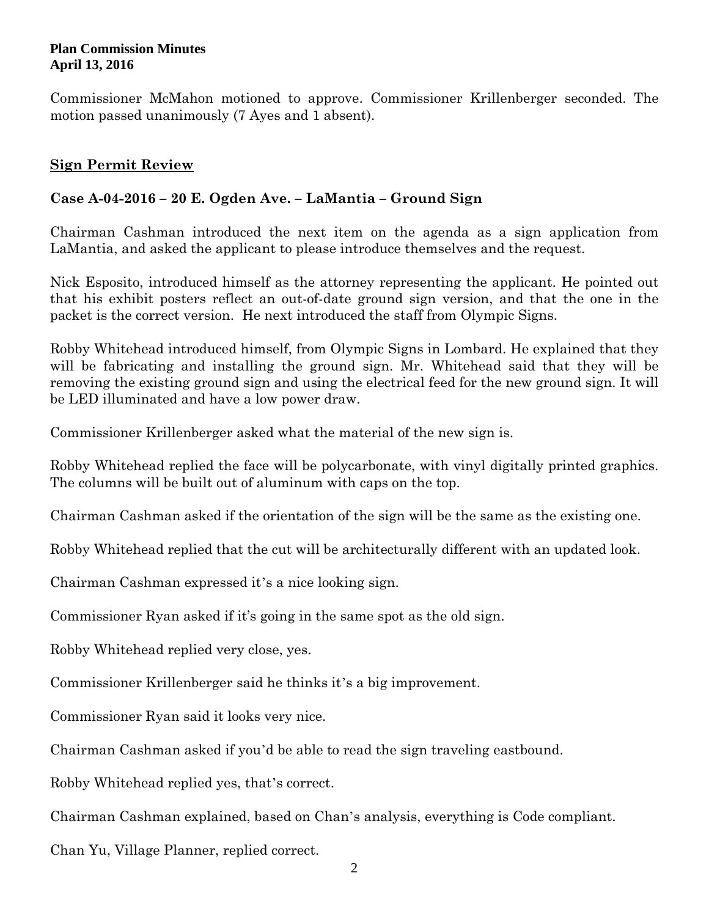Commissioner McMahon motioned to approve. Commissioner Krillenberger seconded. The motion passed unanimously (7 Ayes and 1 absent).

## Sign Permit Review

### Case A-04-2016 – 20 E. Ogden Ave. – LaMantia – Ground Sign

Chairman Cashman introduced the next item on the agenda as a sign application from LaMantia, and asked the applicant to please introduce themselves and the request.

Nick Esposito, introduced himself as the attorney representing the applicant. He pointed out that his exhibit posters reflect an out-of-date ground sign version, and that the one in the packet is the correct version. He next introduced the staff from Olympic Signs.

Robby Whitehead introduced himself, from Olympic Signs in Lombard. He explained that they will be fabricating and installing the ground sign. Mr. Whitehead said that they will be removing the existing ground sign and using the electrical feed for the new ground sign. It will be LED illuminated and have a low power draw.

Commissioner Krillenberger asked what the material of the new sign is.

Robby Whitehead replied the face will be polycarbonate, with vinyl digitally printed graphics. The columns will be built out of aluminum with caps on the top.

Chairman Cashman asked if the orientation of the sign will be the same as the existing one.

Robby Whitehead replied that the cut will be architecturally different with an updated look.

Chairman Cashman expressed it's a nice looking sign.

Commissioner Ryan asked if it's going in the same spot as the old sign.

Robby Whitehead replied very close, yes.

Commissioner Krillenberger said he thinks it's a big improvement.

Commissioner Ryan said it looks very nice.

Chairman Cashman asked if you'd be able to read the sign traveling eastbound.

Robby Whitehead replied yes, that's correct.

Chairman Cashman explained, based on Chan's analysis, everything is Code compliant.

Chan Yu, Village Planner, replied correct.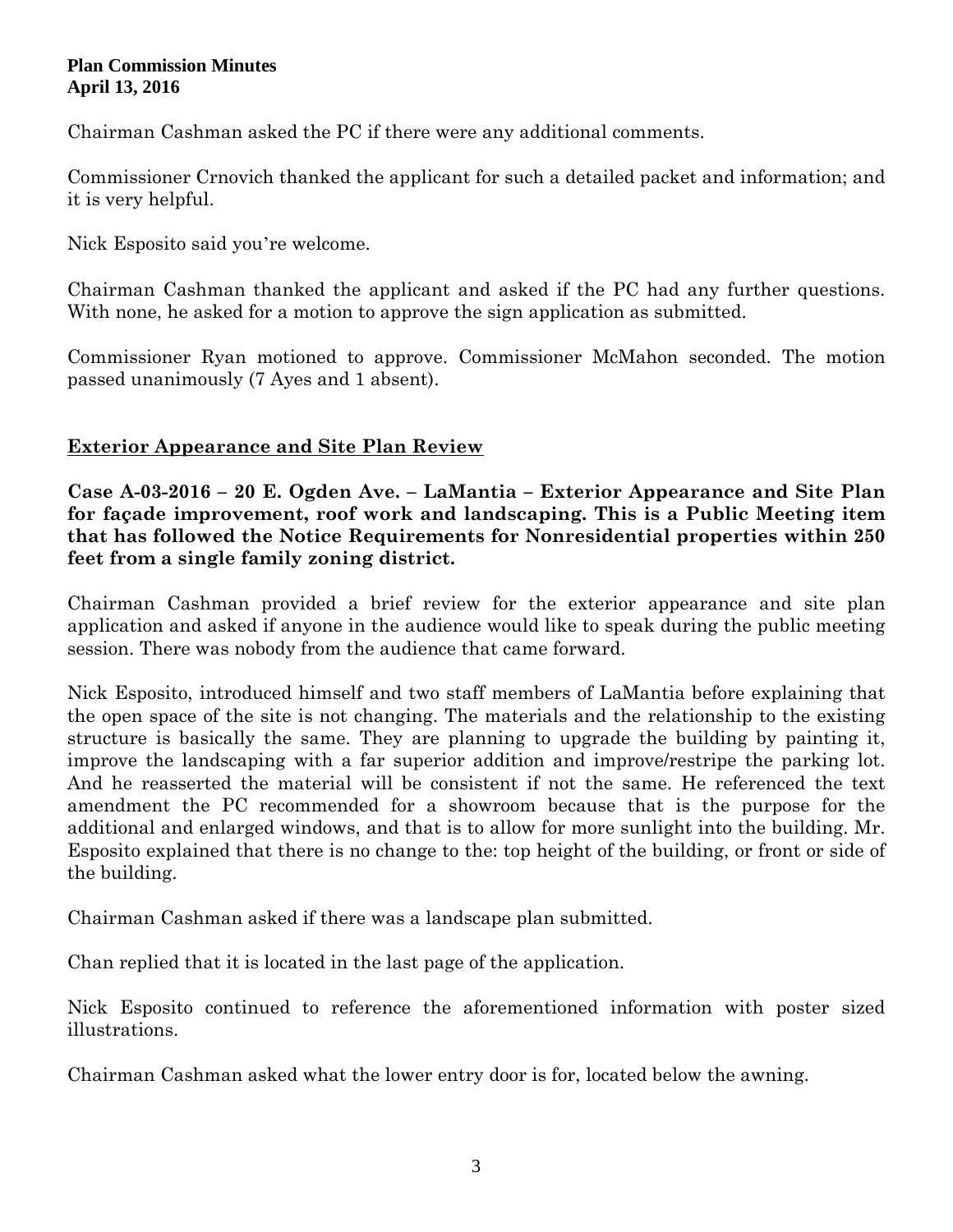Chairman Cashman asked the PC if there were any additional comments.

Commissioner Crnovich thanked the applicant for such a detailed packet and information; and it is very helpful.

Nick Esposito said you're welcome.

Chairman Cashman thanked the applicant and asked if the PC had any further questions. With none, he asked for a motion to approve the sign application as submitted.

Commissioner Ryan motioned to approve. Commissioner McMahon seconded. The motion passed unanimously (7 Ayes and 1 absent).

## Exterior Appearance and Site Plan Review

**Case A-03-2016 – 20 E. Ogden Ave. – LaMantia – Exterior Appearance and Site Plan for façade improvement, roof work and landscaping. This is a Public Meeting item that has followed the Notice Requirements for Nonresidential properties within 250 feet from a single family zoning district.**

Chairman Cashman provided a brief review for the exterior appearance and site plan application and asked if anyone in the audience would like to speak during the public meeting session. There was nobody from the audience that came forward.

Nick Esposito, introduced himself and two staff members of LaMantia before explaining that the open space of the site is not changing. The materials and the relationship to the existing structure is basically the same. They are planning to upgrade the building by painting it, improve the landscaping with a far superior addition and improve/restripe the parking lot. And he reasserted the material will be consistent if not the same. He referenced the text amendment the PC recommended for a showroom because that is the purpose for the additional and enlarged windows, and that is to allow for more sunlight into the building. Mr. Esposito explained that there is no change to the: top height of the building, or front or side of the building.

Chairman Cashman asked if there was a landscape plan submitted.

Chan replied that it is located in the last page of the application.

Nick Esposito continued to reference the aforementioned information with poster sized illustrations.

Chairman Cashman asked what the lower entry door is for, located below the awning.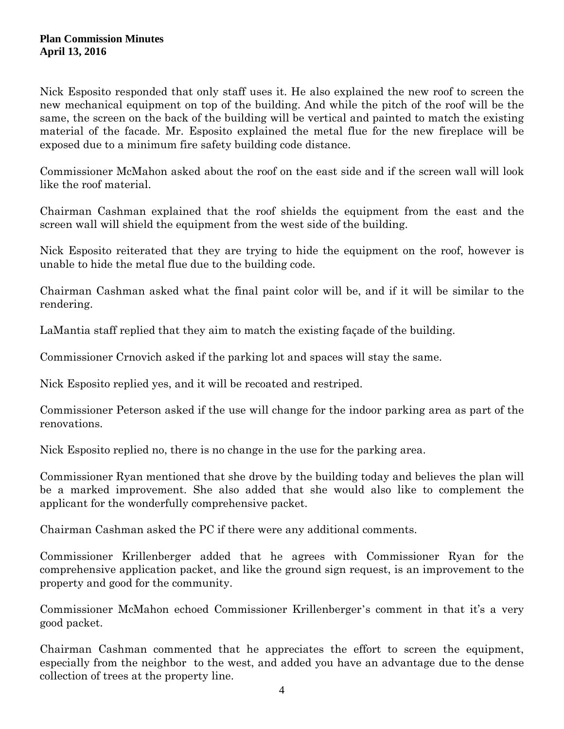Nick Esposito responded that only staff uses it. He also explained the new roof to screen the new mechanical equipment on top of the building. And while the pitch of the roof will be the same, the screen on the back of the building will be vertical and painted to match the existing material of the facade. Mr. Esposito explained the metal flue for the new fireplace will be exposed due to a minimum fire safety building code distance.

Commissioner McMahon asked about the roof on the east side and if the screen wall will look like the roof material.

Chairman Cashman explained that the roof shields the equipment from the east and the screen wall will shield the equipment from the west side of the building.

Nick Esposito reiterated that they are trying to hide the equipment on the roof, however is unable to hide the metal flue due to the building code.

Chairman Cashman asked what the final paint color will be, and if it will be similar to the rendering.

LaMantia staff replied that they aim to match the existing façade of the building.

Commissioner Crnovich asked if the parking lot and spaces will stay the same.

Nick Esposito replied yes, and it will be recoated and restriped.

Commissioner Peterson asked if the use will change for the indoor parking area as part of the renovations.

Nick Esposito replied no, there is no change in the use for the parking area.

Commissioner Ryan mentioned that she drove by the building today and believes the plan will be a marked improvement. She also added that she would also like to complement the applicant for the wonderfully comprehensive packet.

Chairman Cashman asked the PC if there were any additional comments.

Commissioner Krillenberger added that he agrees with Commissioner Ryan for the comprehensive application packet, and like the ground sign request, is an improvement to the property and good for the community.

Commissioner McMahon echoed Commissioner Krillenberger's comment in that it's a very good packet.

Chairman Cashman commented that he appreciates the effort to screen the equipment, especially from the neighbor to the west, and added you have an advantage due to the dense collection of trees at the property line.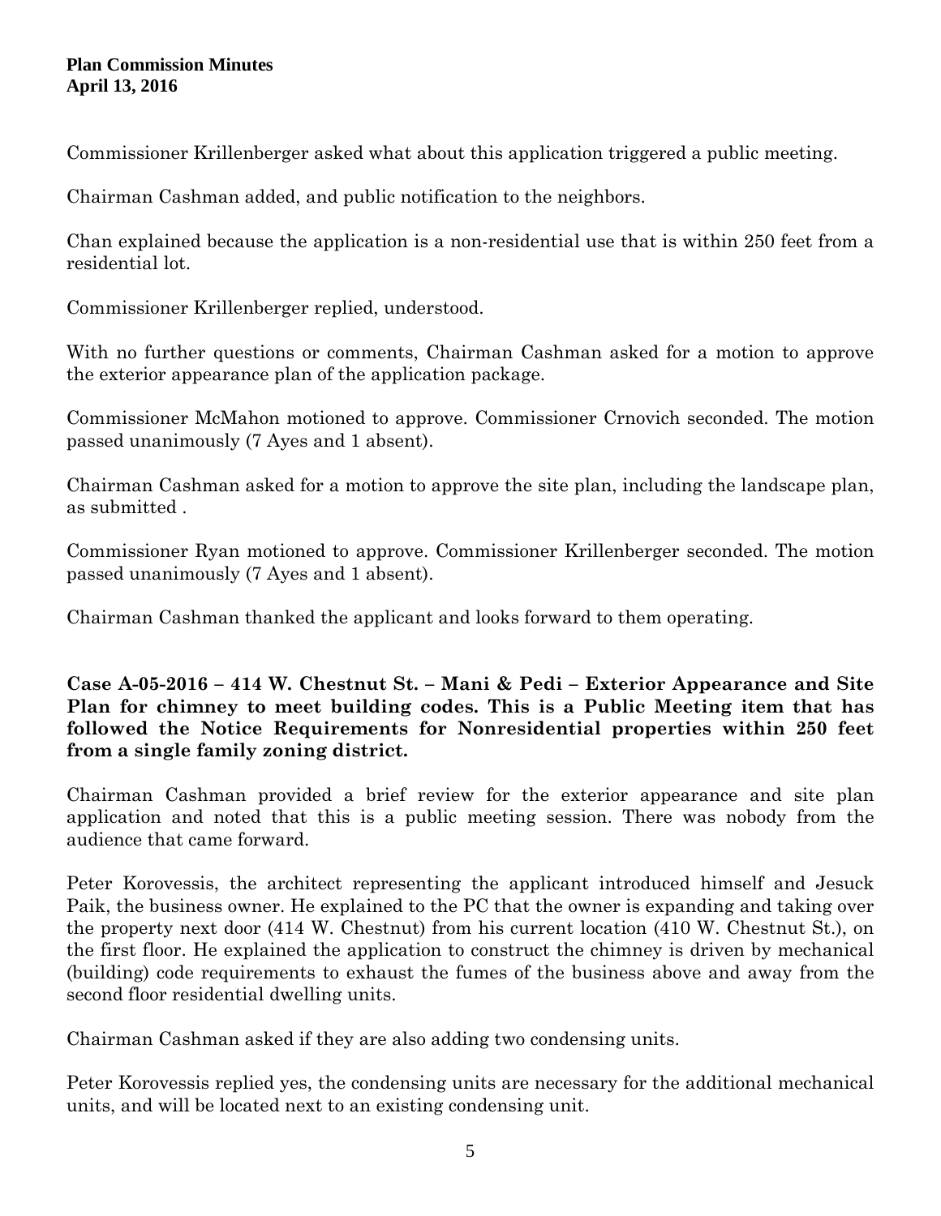Commissioner Krillenberger asked what about this application triggered a public meeting.

Chairman Cashman added, and public notification to the neighbors.

Chan explained because the application is a non-residential use that is within 250 feet from a residential lot.

Commissioner Krillenberger replied, understood.

With no further questions or comments, Chairman Cashman asked for a motion to approve the exterior appearance plan of the application package.

Commissioner McMahon motioned to approve. Commissioner Crnovich seconded. The motion passed unanimously (7 Ayes and 1 absent).

Chairman Cashman asked for a motion to approve the site plan, including the landscape plan, as submitted .

Commissioner Ryan motioned to approve. Commissioner Krillenberger seconded. The motion passed unanimously (7 Ayes and 1 absent).

Chairman Cashman thanked the applicant and looks forward to them operating.

**Case A-05-2016 – 414 W. Chestnut St. – Mani & Pedi – Exterior Appearance and Site Plan for chimney to meet building codes. This is a Public Meeting item that has followed the Notice Requirements for Nonresidential properties within 250 feet from a single family zoning district.**

Chairman Cashman provided a brief review for the exterior appearance and site plan application and noted that this is a public meeting session. There was nobody from the audience that came forward.

Peter Korovessis, the architect representing the applicant introduced himself and Jesuck Paik, the business owner. He explained to the PC that the owner is expanding and taking over the property next door (414 W. Chestnut) from his current location (410 W. Chestnut St.), on the first floor. He explained the application to construct the chimney is driven by mechanical (building) code requirements to exhaust the fumes of the business above and away from the second floor residential dwelling units.

Chairman Cashman asked if they are also adding two condensing units.

Peter Korovessis replied yes, the condensing units are necessary for the additional mechanical units, and will be located next to an existing condensing unit.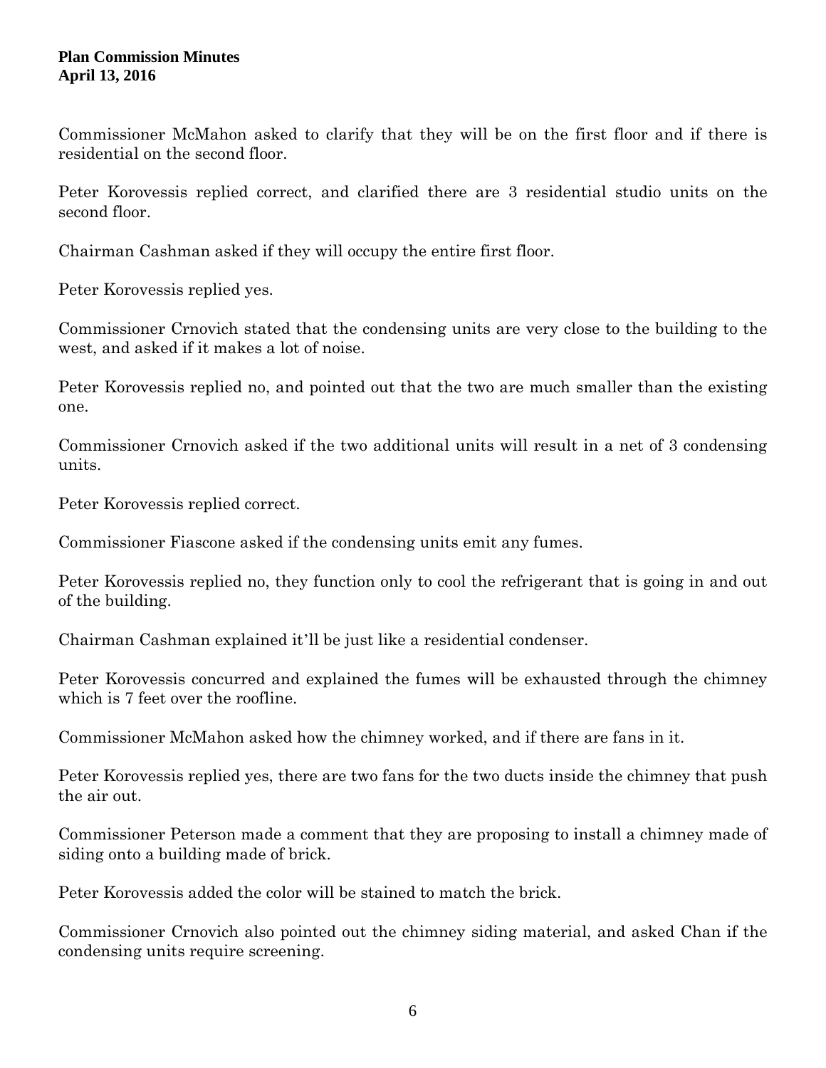Commissioner McMahon asked to clarify that they will be on the first floor and if there is residential on the second floor.

Peter Korovessis replied correct, and clarified there are 3 residential studio units on the second floor.

Chairman Cashman asked if they will occupy the entire first floor.

Peter Korovessis replied yes.

Commissioner Crnovich stated that the condensing units are very close to the building to the west, and asked if it makes a lot of noise.

Peter Korovessis replied no, and pointed out that the two are much smaller than the existing one.

Commissioner Crnovich asked if the two additional units will result in a net of 3 condensing units.

Peter Korovessis replied correct.

Commissioner Fiascone asked if the condensing units emit any fumes.

Peter Korovessis replied no, they function only to cool the refrigerant that is going in and out of the building.

Chairman Cashman explained it'll be just like a residential condenser.

Peter Korovessis concurred and explained the fumes will be exhausted through the chimney which is 7 feet over the roofline.

Commissioner McMahon asked how the chimney worked, and if there are fans in it.

Peter Korovessis replied yes, there are two fans for the two ducts inside the chimney that push the air out.

Commissioner Peterson made a comment that they are proposing to install a chimney made of siding onto a building made of brick.

Peter Korovessis added the color will be stained to match the brick.

Commissioner Crnovich also pointed out the chimney siding material, and asked Chan if the condensing units require screening.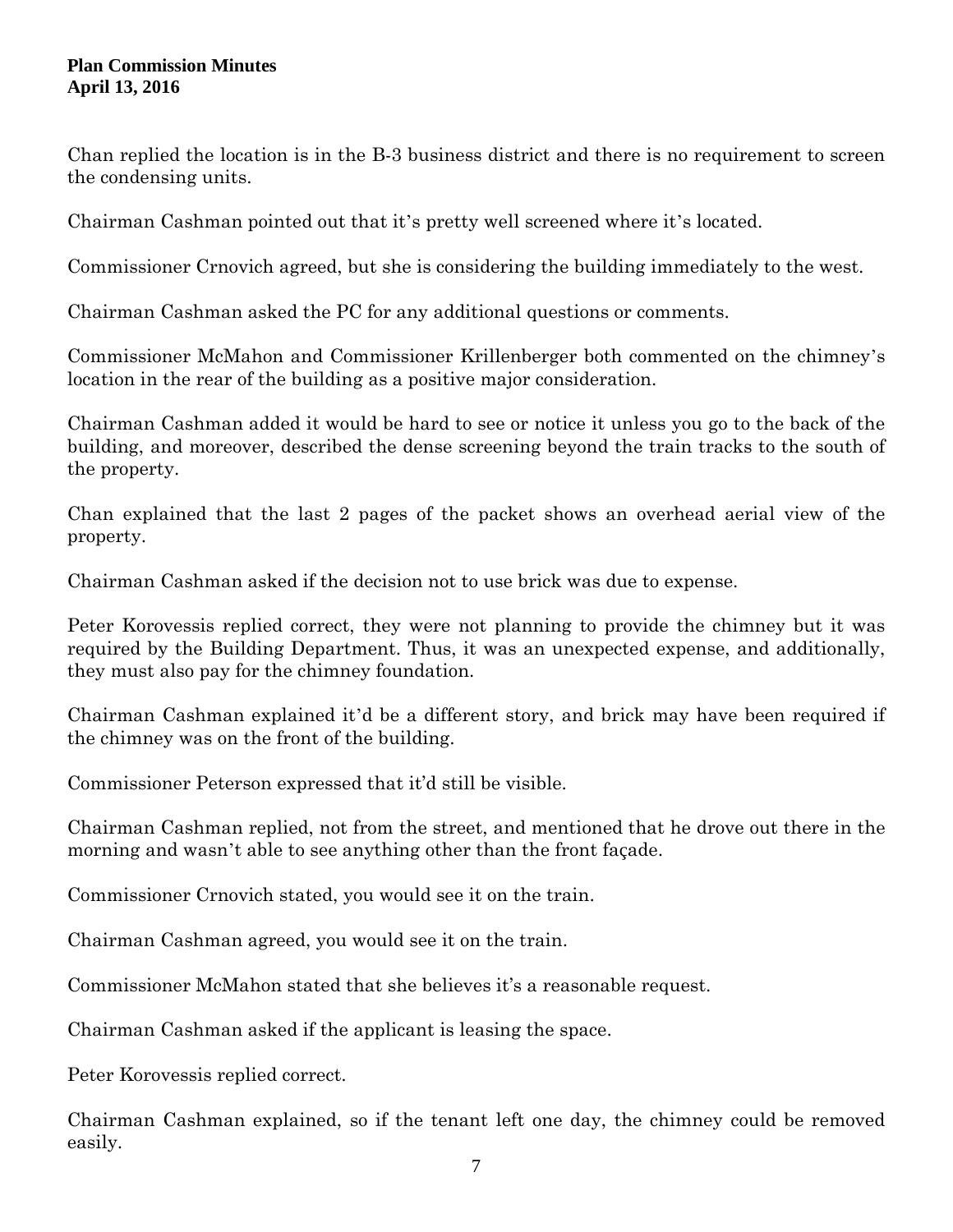Chan replied the location is in the B-3 business district and there is no requirement to screen the condensing units.

Chairman Cashman pointed out that it's pretty well screened where it's located.

Commissioner Crnovich agreed, but she is considering the building immediately to the west.

Chairman Cashman asked the PC for any additional questions or comments.

Commissioner McMahon and Commissioner Krillenberger both commented on the chimney's location in the rear of the building as a positive major consideration.

Chairman Cashman added it would be hard to see or notice it unless you go to the back of the building, and moreover, described the dense screening beyond the train tracks to the south of the property.

Chan explained that the last 2 pages of the packet shows an overhead aerial view of the property.

Chairman Cashman asked if the decision not to use brick was due to expense.

Peter Korovessis replied correct, they were not planning to provide the chimney but it was required by the Building Department. Thus, it was an unexpected expense, and additionally, they must also pay for the chimney foundation.

Chairman Cashman explained it'd be a different story, and brick may have been required if the chimney was on the front of the building.

Commissioner Peterson expressed that it'd still be visible.

Chairman Cashman replied, not from the street, and mentioned that he drove out there in the morning and wasn't able to see anything other than the front façade.

Commissioner Crnovich stated, you would see it on the train.

Chairman Cashman agreed, you would see it on the train.

Commissioner McMahon stated that she believes it's a reasonable request.

Chairman Cashman asked if the applicant is leasing the space.

Peter Korovessis replied correct.

Chairman Cashman explained, so if the tenant left one day, the chimney could be removed easily.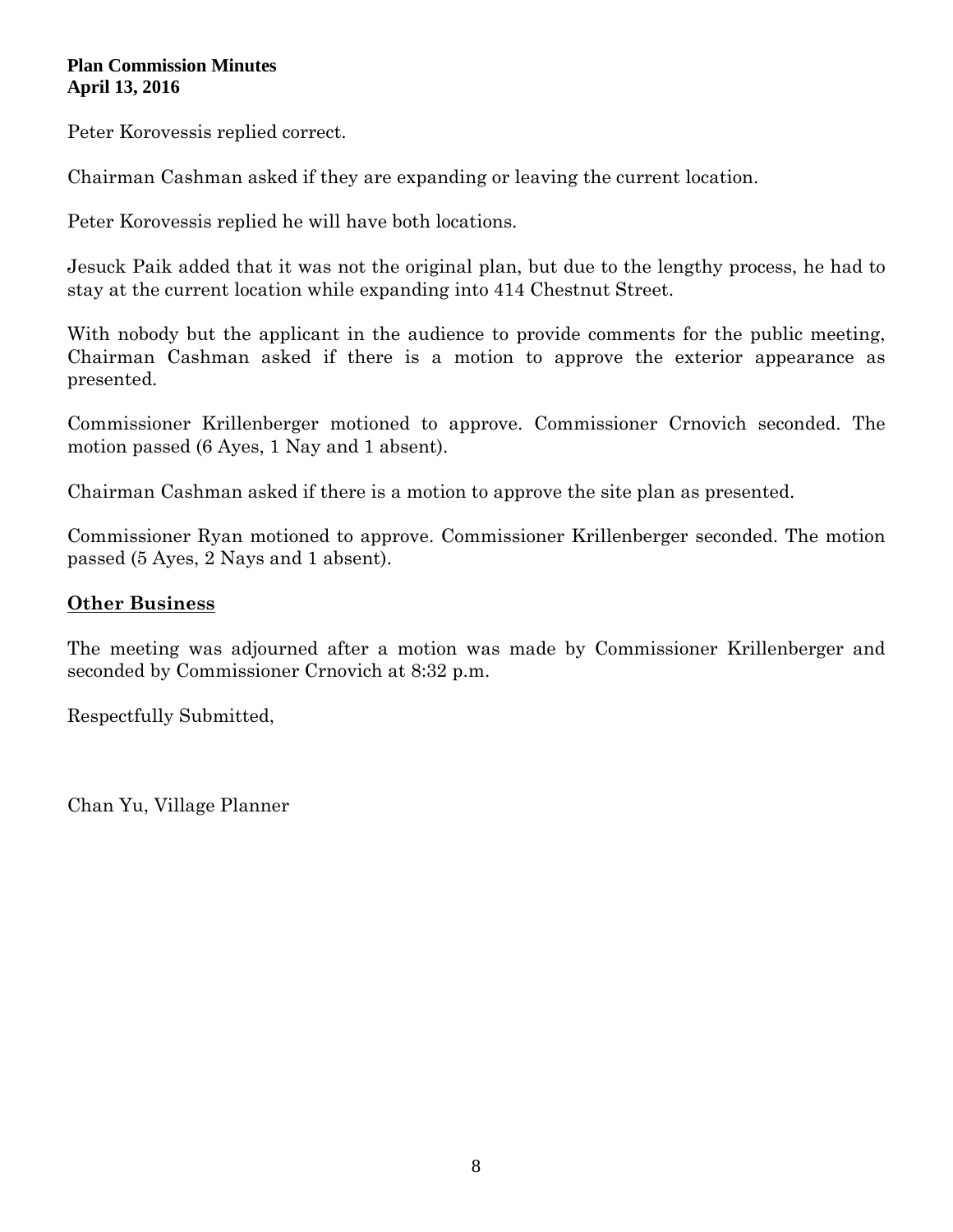Peter Korovessis replied correct.

Chairman Cashman asked if they are expanding or leaving the current location.

Peter Korovessis replied he will have both locations.

Jesuck Paik added that it was not the original plan, but due to the lengthy process, he had to stay at the current location while expanding into 414 Chestnut Street.

With nobody but the applicant in the audience to provide comments for the public meeting, Chairman Cashman asked if there is a motion to approve the exterior appearance as presented.

Commissioner Krillenberger motioned to approve. Commissioner Crnovich seconded. The motion passed (6 Ayes, 1 Nay and 1 absent).

Chairman Cashman asked if there is a motion to approve the site plan as presented.

Commissioner Ryan motioned to approve. Commissioner Krillenberger seconded. The motion passed (5 Ayes, 2 Nays and 1 absent).

## Other Business

The meeting was adjourned after a motion was made by Commissioner Krillenberger and seconded by Commissioner Crnovich at 8:32 p.m.

Respectfully Submitted,

Chan Yu, Village Planner